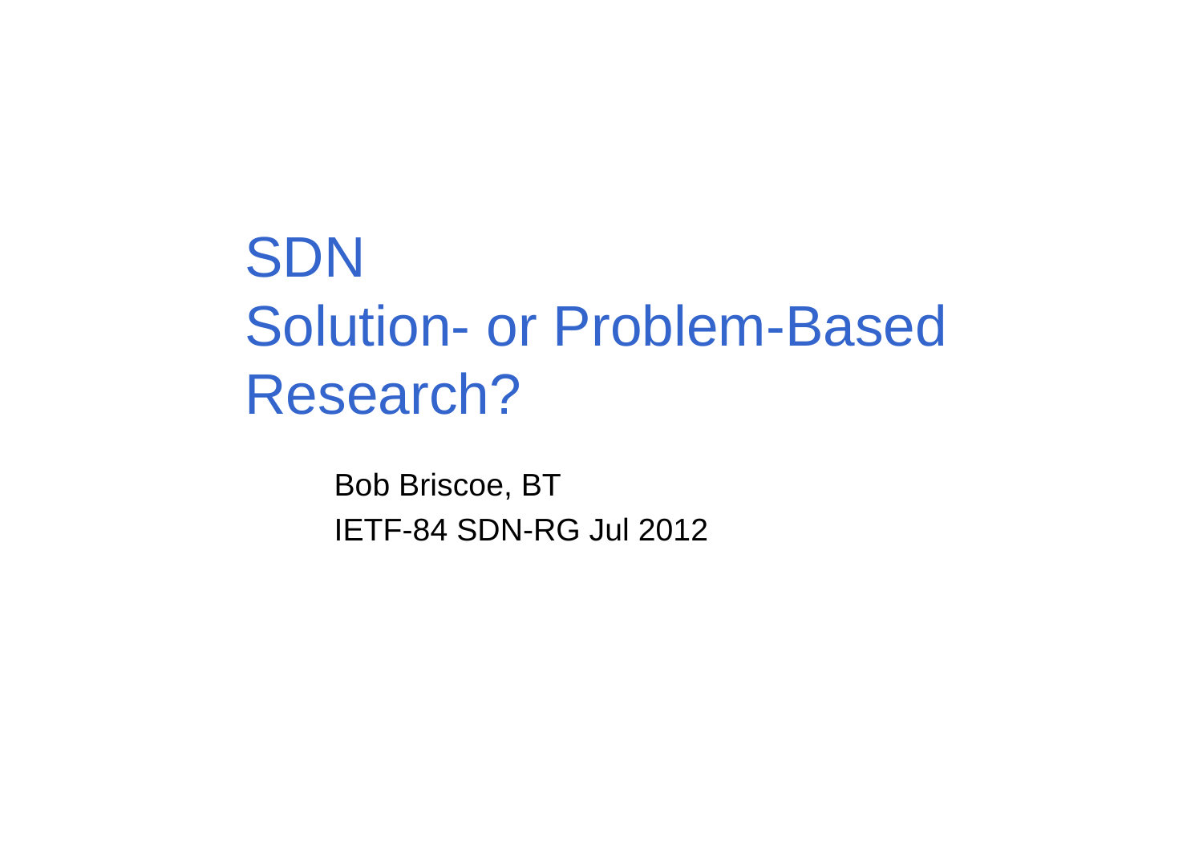# SDN
# Solution- or Problem-Based Research?

Bob Briscoe, BT

IETF-84 SDN-RG Jul 2012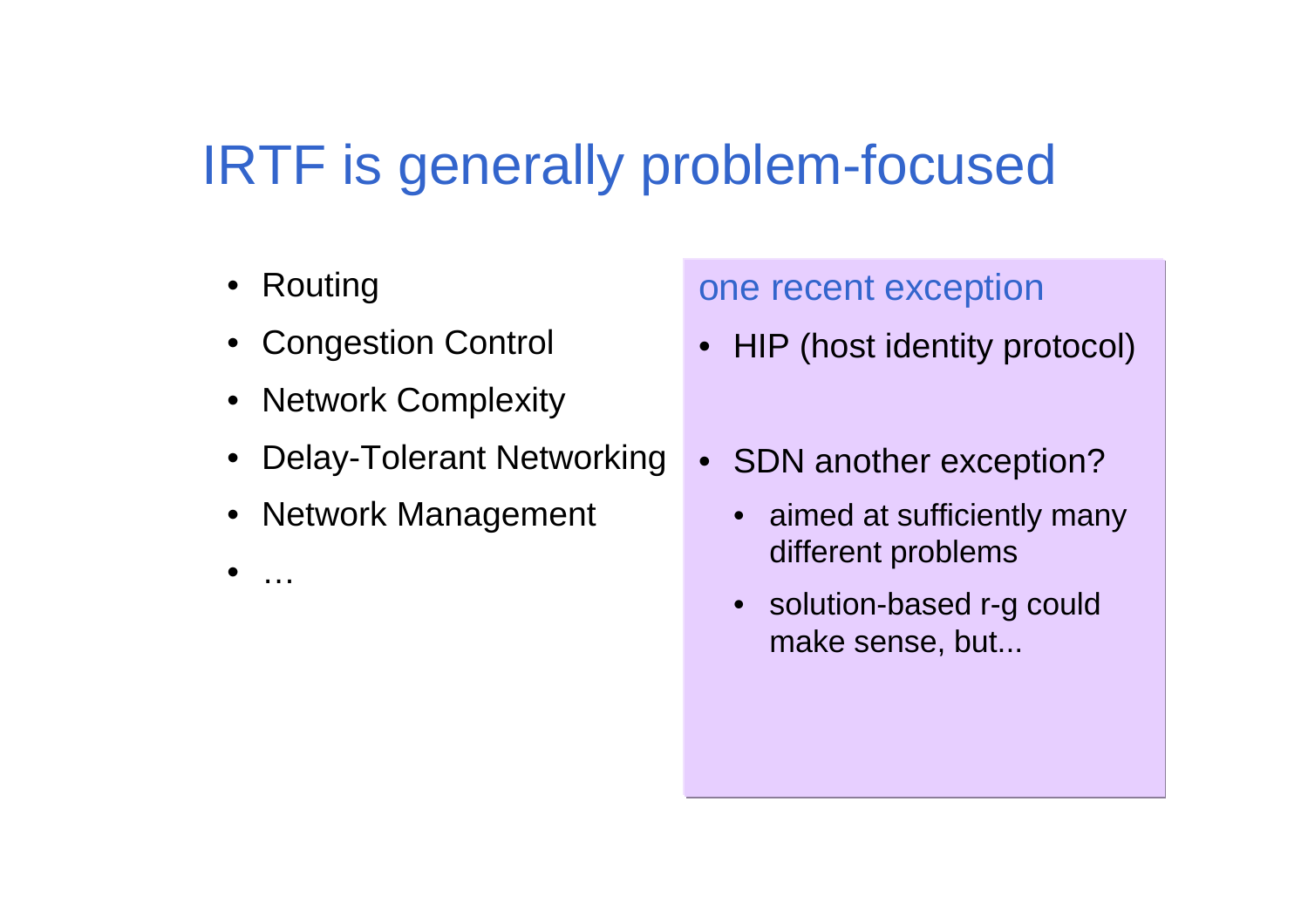# IRTF is generally problem-focused

- Routing
- Congestion Control
- Network Complexity
- Delay-Tolerant Networking
- Network Management
- …

one recent exception

- HIP (host identity protocol)
- SDN another exception?
  - aimed at sufficiently many different problems
  - solution-based r-g could make sense, but...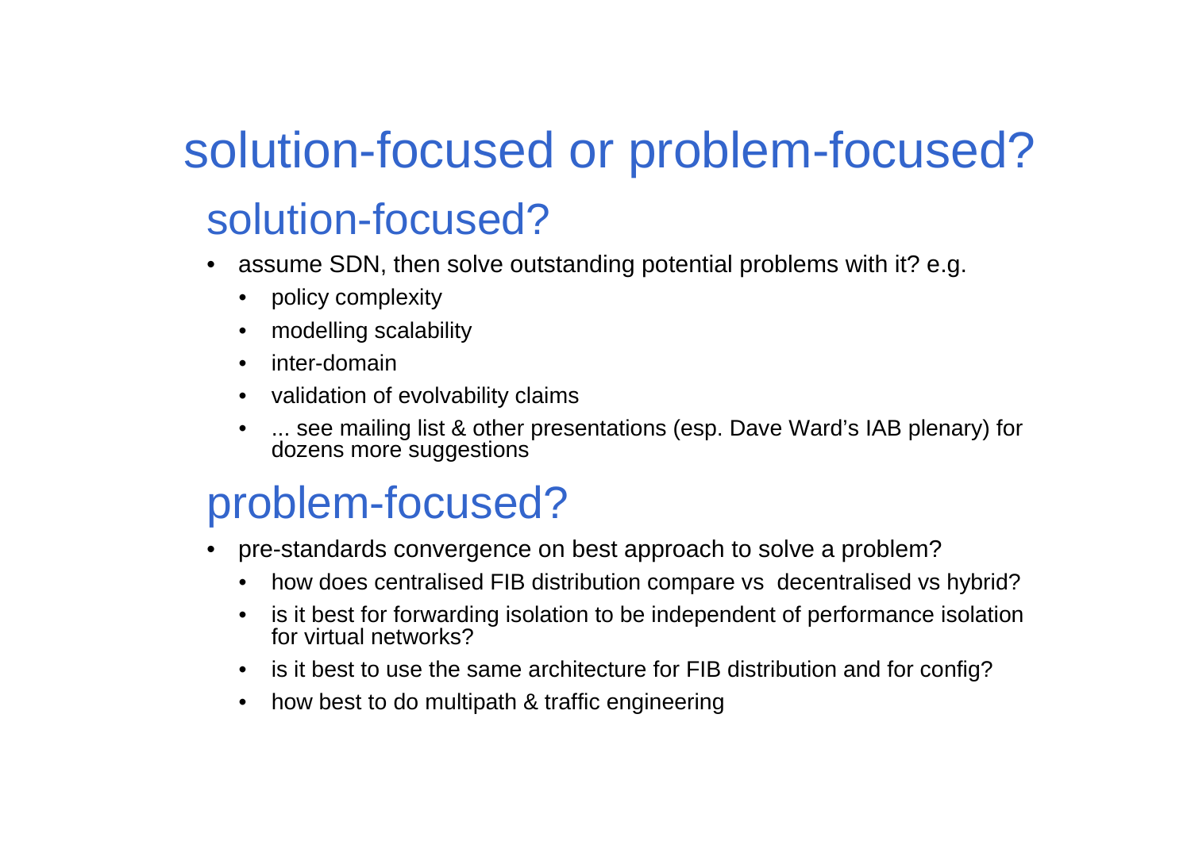# solution-focused or problem-focused?

## solution-focused?

- assume SDN, then solve outstanding potential problems with it? e.g.
  - policy complexity
  - modelling scalability
  - inter-domain
  - validation of evolvability claims
  - ... see mailing list & other presentations (esp. Dave Ward's IAB plenary) for dozens more suggestions

## problem-focused?

- pre-standards convergence on best approach to solve a problem?
  - how does centralised FIB distribution compare vs decentralised vs hybrid?
  - is it best for forwarding isolation to be independent of performance isolation for virtual networks?
  - is it best to use the same architecture for FIB distribution and for config?
  - how best to do multipath & traffic engineering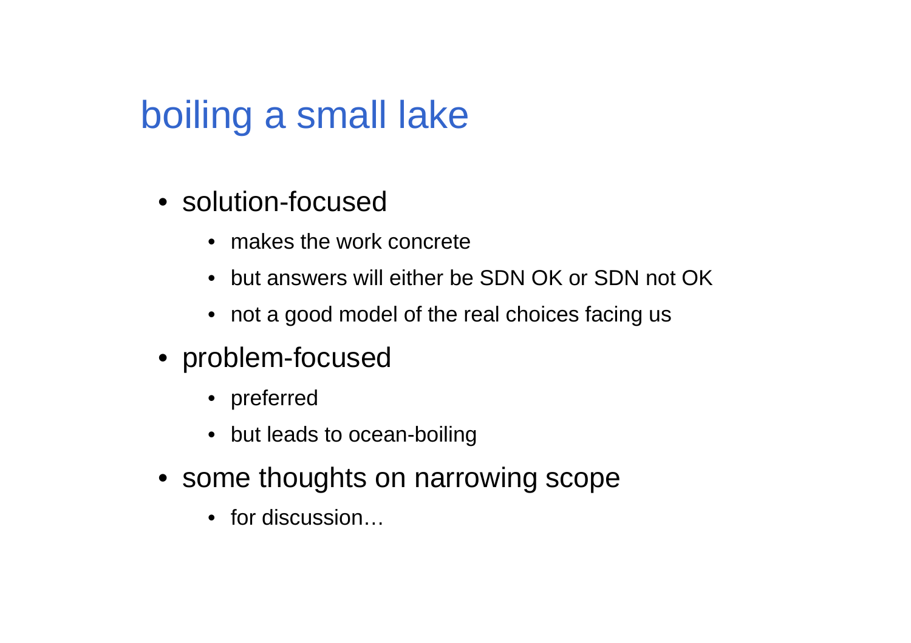# boiling a small lake

- solution-focused
  - makes the work concrete
  - but answers will either be SDN OK or SDN not OK
  - not a good model of the real choices facing us
- problem-focused
  - preferred
  - but leads to ocean-boiling
- some thoughts on narrowing scope
  - for discussion…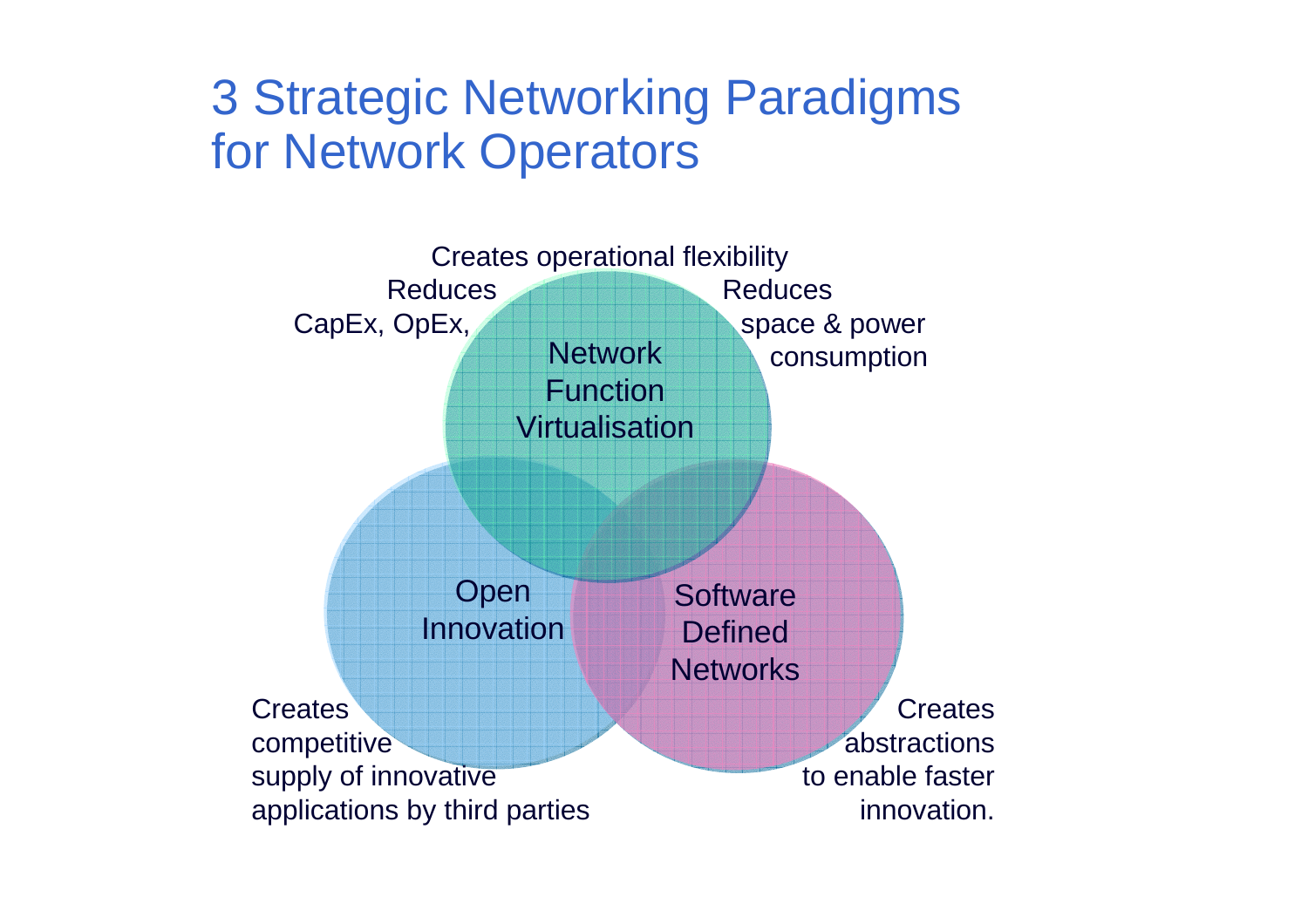# 3 Strategic Networking Paradigms for Network Operators

Creates operational flexibility

Reduces CapEx, OpEx,

Reduces space & power consumption

Network Function Virtualisation

Open Innovation

Software Defined Networks

Creates competitive supply of innovative applications by third parties

Creates abstractions to enable faster innovation.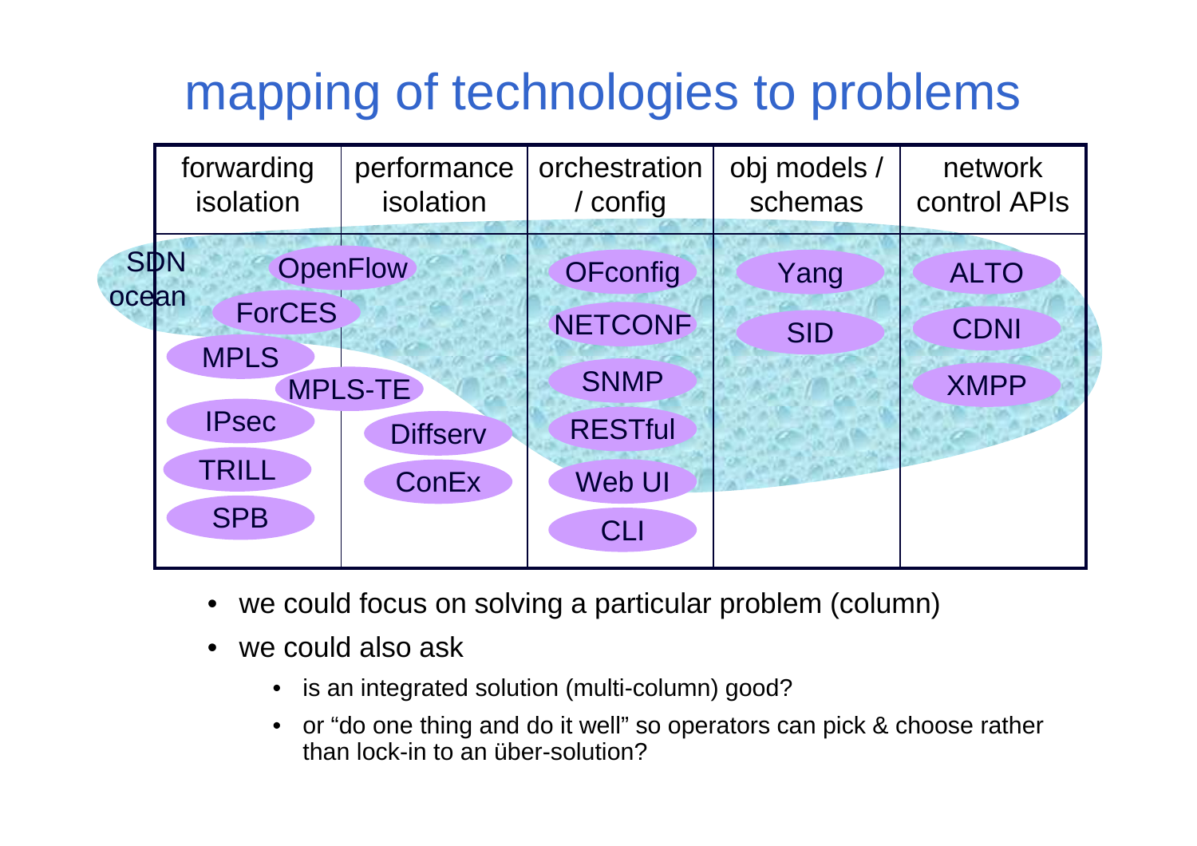# mapping of technologies to problems

| forwarding isolation | performance isolation | orchestration / config | obj models / schemas | network control APIs |
|---|---|---|---|---|
| OpenFlow | Diffserv | OFconfig | Yang | ALTO |
| ForCES | ConEx | NETCONF | SID | CDNI |
| MPLS | | SNMP | | XMPP |
| MPLS-TE | | RESTful | | |
| IPsec | | Web UI | | |
| TRILL | | CLI | | |
| SPB | | | | |

SDN ocean

- we could focus on solving a particular problem (column)
- we could also ask
  - is an integrated solution (multi-column) good?
  - or "do one thing and do it well" so operators can pick & choose rather than lock-in to an über-solution?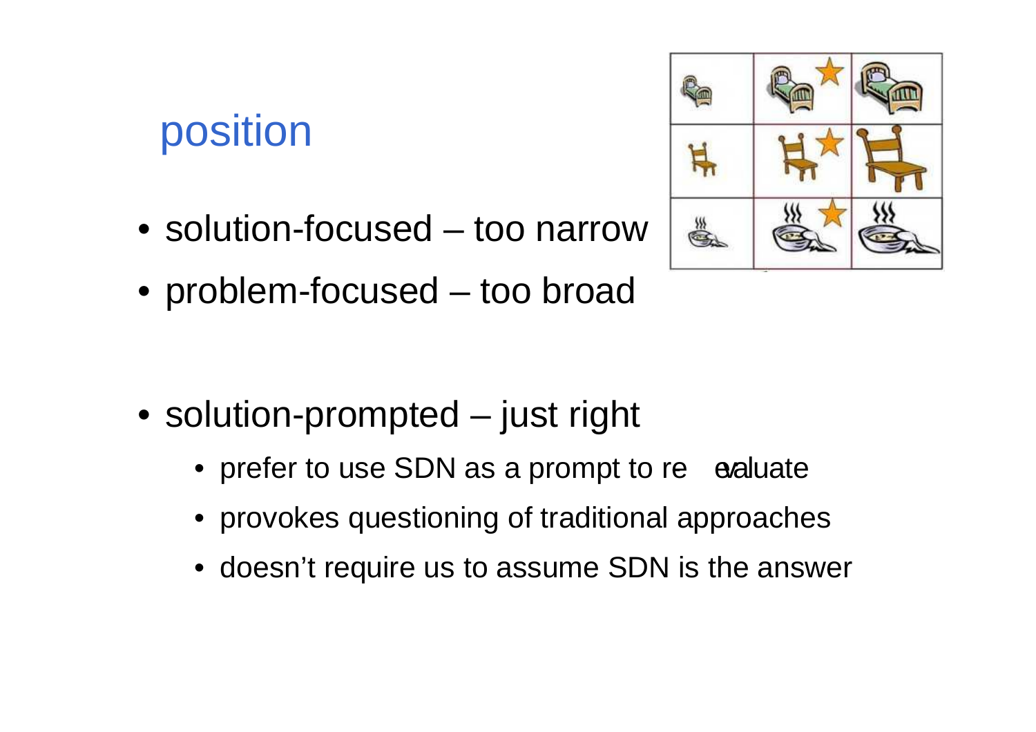## position

- solution-focused – too narrow
- problem-focused – too broad

- solution-prompted – just right
  - prefer to use SDN as a prompt to re-evaluate
  - provokes questioning of traditional approaches
  - doesn't require us to assume SDN is the answer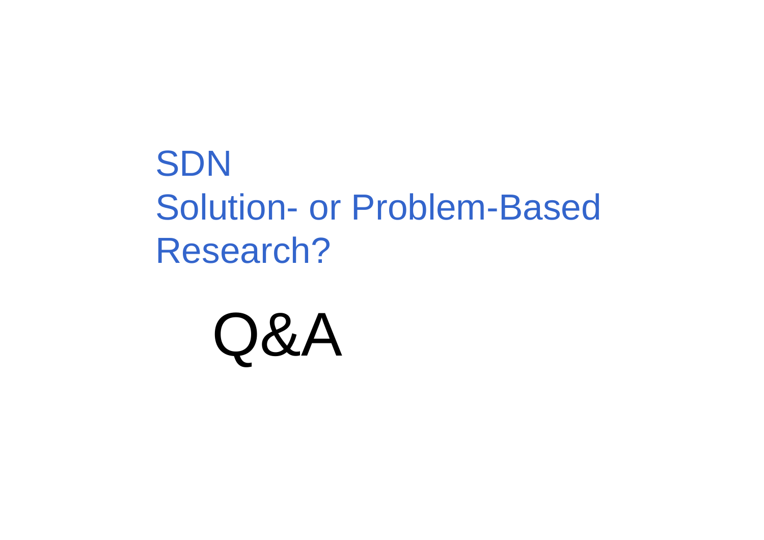# SDN
# Solution- or Problem-Based Research?

## Q&A